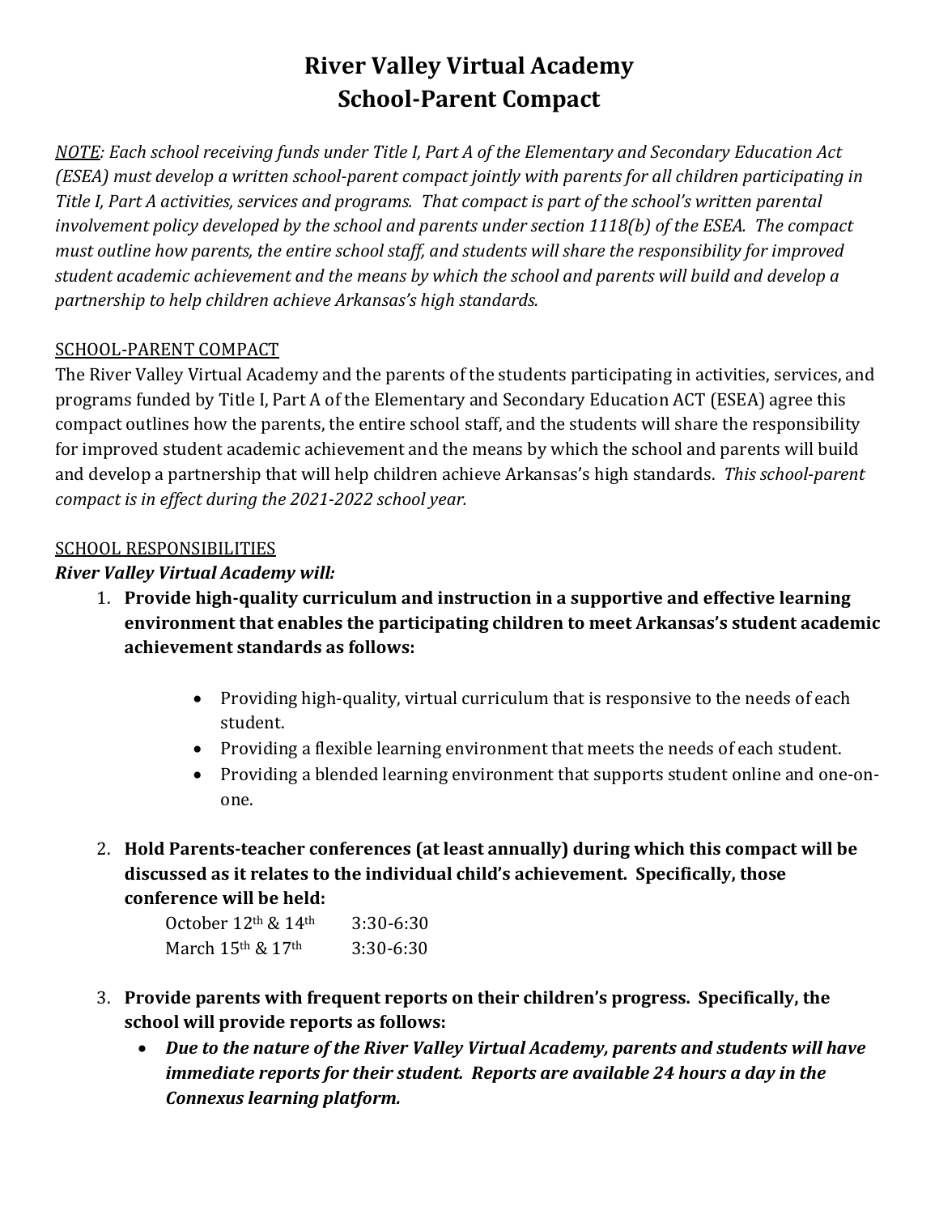# River Valley Virtual Academy
# School-Parent Compact

*<u>NOTE</u>: Each school receiving funds under Title I, Part A of the Elementary and Secondary Education Act (ESEA) must develop a written school-parent compact jointly with parents for all children participating in Title I, Part A activities, services and programs. That compact is part of the school's written parental involvement policy developed by the school and parents under section 1118(b) of the ESEA. The compact must outline how parents, the entire school staff, and students will share the responsibility for improved student academic achievement and the means by which the school and parents will build and develop a partnership to help children achieve Arkansas's high standards.*

<u>SCHOOL-PARENT COMPACT</u>

The River Valley Virtual Academy and the parents of the students participating in activities, services, and programs funded by Title I, Part A of the Elementary and Secondary Education ACT (ESEA) agree this compact outlines how the parents, the entire school staff, and the students will share the responsibility for improved student academic achievement and the means by which the school and parents will build and develop a partnership that will help children achieve Arkansas's high standards. *This school-parent compact is in effect during the 2021-2022 school year.*

<u>SCHOOL RESPONSIBILITIES</u>

***River Valley Virtual Academy will:***

1. **Provide high-quality curriculum and instruction in a supportive and effective learning environment that enables the participating children to meet Arkansas's student academic achievement standards as follows:**

   - Providing high-quality, virtual curriculum that is responsive to the needs of each student.
   - Providing a flexible learning environment that meets the needs of each student.
   - Providing a blended learning environment that supports student online and one-on-one.

2. **Hold Parents-teacher conferences (at least annually) during which this compact will be discussed as it relates to the individual child's achievement. Specifically, those conference will be held:**

   October 12th & 14th    3:30-6:30
   March 15th & 17th    3:30-6:30

3. **Provide parents with frequent reports on their children's progress. Specifically, the school will provide reports as follows:**
   - ***Due to the nature of the River Valley Virtual Academy, parents and students will have immediate reports for their student. Reports are available 24 hours a day in the Connexus learning platform.***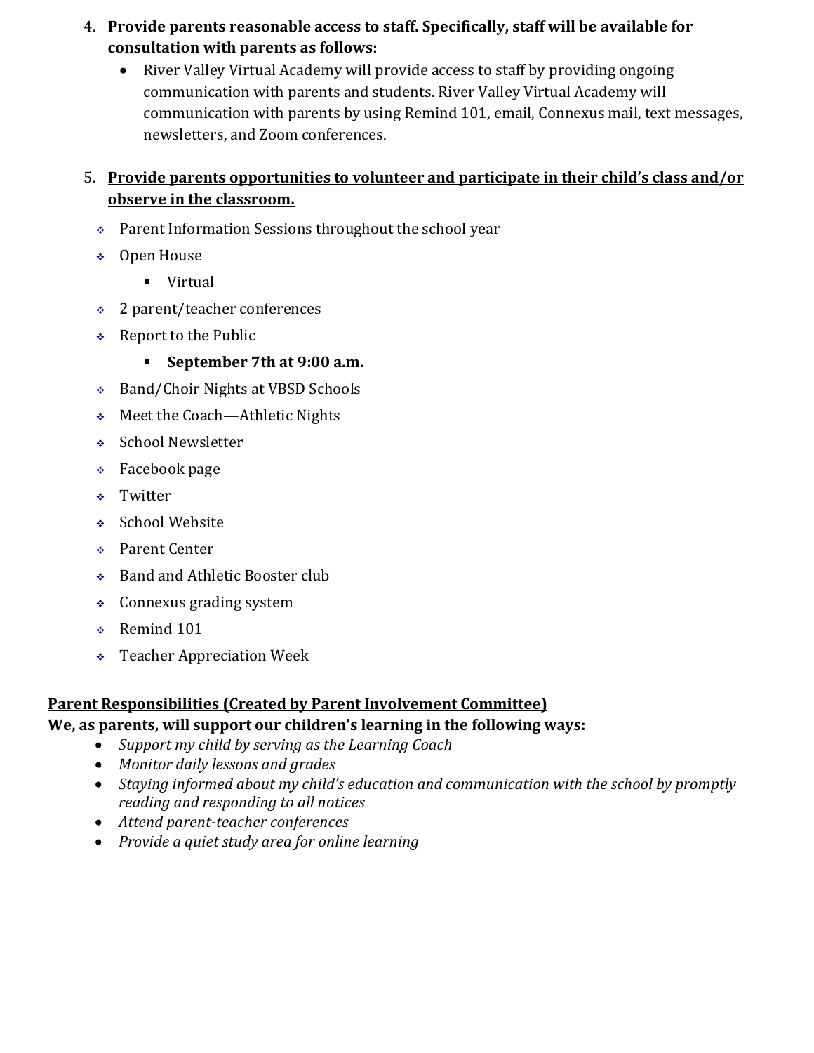4. **Provide parents reasonable access to staff. Specifically, staff will be available for consultation with parents as follows:**
   - River Valley Virtual Academy will provide access to staff by providing ongoing communication with parents and students. River Valley Virtual Academy will communication with parents by using Remind 101, email, Connexus mail, text messages, newsletters, and Zoom conferences.

5. **<u>Provide parents opportunities to volunteer and participate in their child's class and/or observe in the classroom.</u>**
   - Parent Information Sessions throughout the school year
   - Open House
     - Virtual
   - 2 parent/teacher conferences
   - Report to the Public
     - **September 7th at 9:00 a.m.**
   - Band/Choir Nights at VBSD Schools
   - Meet the Coach—Athletic Nights
   - School Newsletter
   - Facebook page
   - Twitter
   - School Website
   - Parent Center
   - Band and Athletic Booster club
   - Connexus grading system
   - Remind 101
   - Teacher Appreciation Week

**<u>Parent Responsibilities (Created by Parent Involvement Committee)</u>**
**We, as parents, will support our children's learning in the following ways:**

- *Support my child by serving as the Learning Coach*
- *Monitor daily lessons and grades*
- *Staying informed about my child's education and communication with the school by promptly reading and responding to all notices*
- *Attend parent-teacher conferences*
- *Provide a quiet study area for online learning*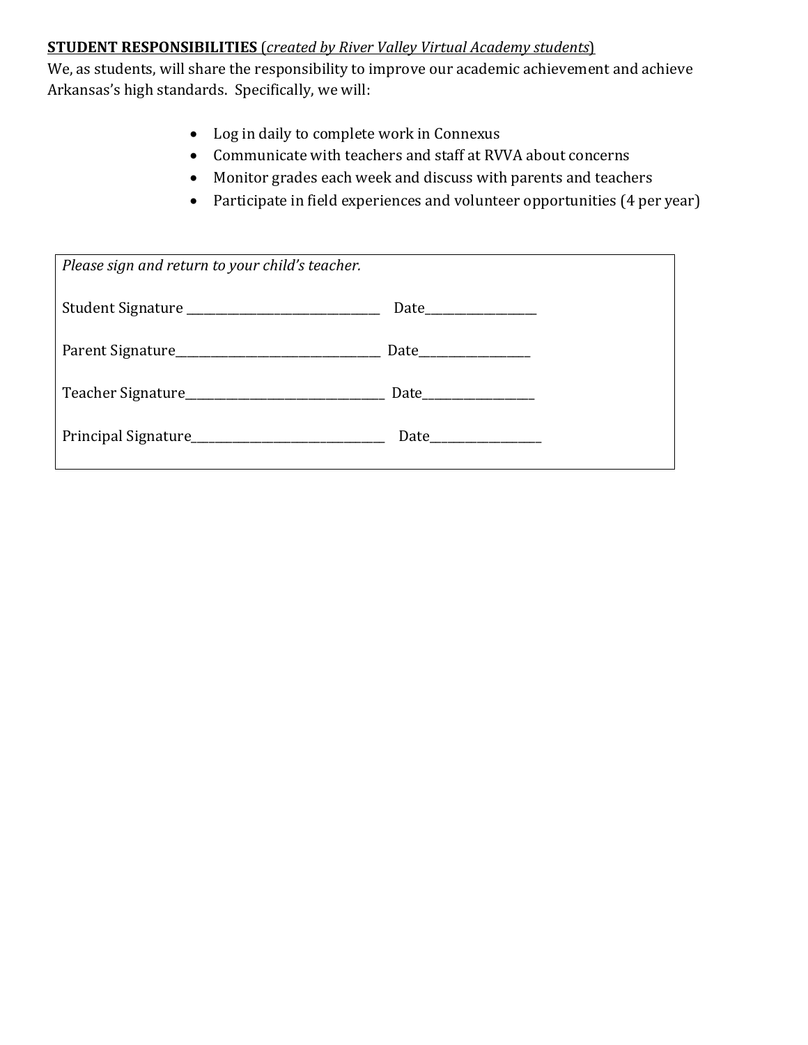**STUDENT RESPONSIBILITIES** (*created by River Valley Virtual Academy students*)

We, as students, will share the responsibility to improve our academic achievement and achieve Arkansas's high standards. Specifically, we will:

- Log in daily to complete work in Connexus
- Communicate with teachers and staff at RVVA about concerns
- Monitor grades each week and discuss with parents and teachers
- Participate in field experiences and volunteer opportunities (4 per year)

*Please sign and return to your child's teacher.*

Student Signature ________________________________ Date__________________

Parent Signature__________________________________ Date__________________

Teacher Signature_________________________________ Date__________________

Principal Signature________________________________ Date__________________